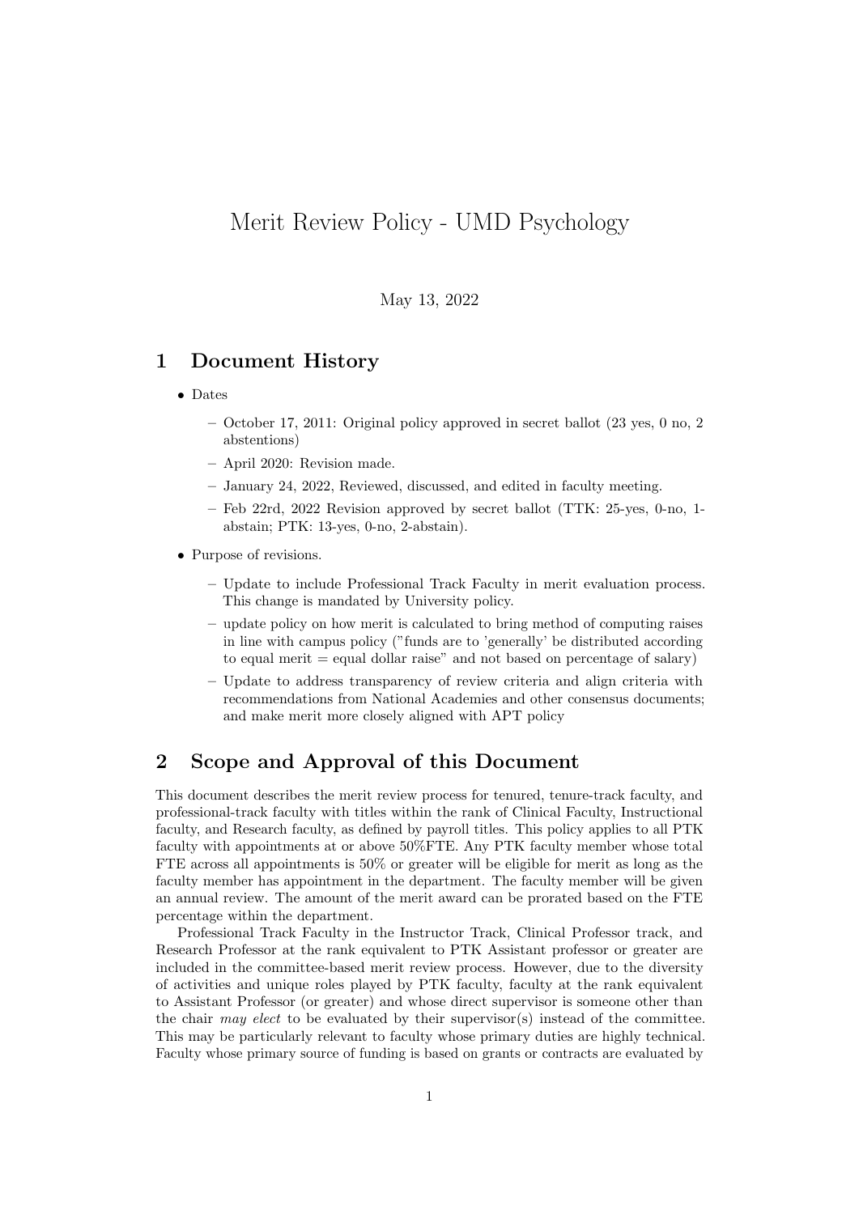# Merit Review Policy - UMD Psychology

May 13, 2022

## 1 Document History

- Dates
  - October 17, 2011: Original policy approved in secret ballot (23 yes, 0 no, 2 abstentions)
  - April 2020: Revision made.
  - January 24, 2022, Reviewed, discussed, and edited in faculty meeting.
  - Feb 22rd, 2022 Revision approved by secret ballot (TTK: 25-yes, 0-no, 1-abstain; PTK: 13-yes, 0-no, 2-abstain).
- Purpose of revisions.
  - Update to include Professional Track Faculty in merit evaluation process. This change is mandated by University policy.
  - update policy on how merit is calculated to bring method of computing raises in line with campus policy ("funds are to 'generally' be distributed according to equal merit = equal dollar raise" and not based on percentage of salary)
  - Update to address transparency of review criteria and align criteria with recommendations from National Academies and other consensus documents; and make merit more closely aligned with APT policy

## 2 Scope and Approval of this Document

This document describes the merit review process for tenured, tenure-track faculty, and professional-track faculty with titles within the rank of Clinical Faculty, Instructional faculty, and Research faculty, as defined by payroll titles. This policy applies to all PTK faculty with appointments at or above 50%FTE. Any PTK faculty member whose total FTE across all appointments is 50% or greater will be eligible for merit as long as the faculty member has appointment in the department. The faculty member will be given an annual review. The amount of the merit award can be prorated based on the FTE percentage within the department.

Professional Track Faculty in the Instructor Track, Clinical Professor track, and Research Professor at the rank equivalent to PTK Assistant professor or greater are included in the committee-based merit review process. However, due to the diversity of activities and unique roles played by PTK faculty, faculty at the rank equivalent to Assistant Professor (or greater) and whose direct supervisor is someone other than the chair *may elect* to be evaluated by their supervisor(s) instead of the committee. This may be particularly relevant to faculty whose primary duties are highly technical. Faculty whose primary source of funding is based on grants or contracts are evaluated by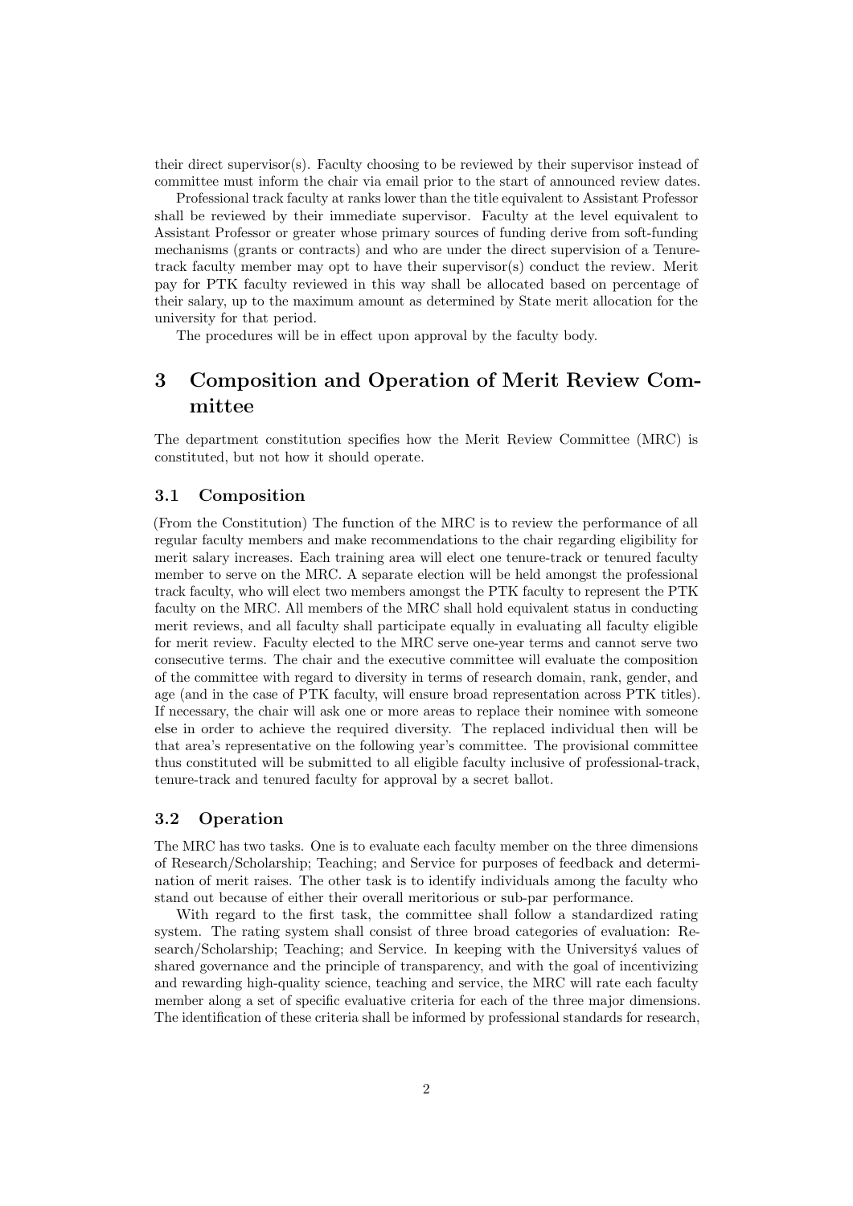their direct supervisor(s). Faculty choosing to be reviewed by their supervisor instead of committee must inform the chair via email prior to the start of announced review dates.

Professional track faculty at ranks lower than the title equivalent to Assistant Professor shall be reviewed by their immediate supervisor. Faculty at the level equivalent to Assistant Professor or greater whose primary sources of funding derive from soft-funding mechanisms (grants or contracts) and who are under the direct supervision of a Tenure-track faculty member may opt to have their supervisor(s) conduct the review. Merit pay for PTK faculty reviewed in this way shall be allocated based on percentage of their salary, up to the maximum amount as determined by State merit allocation for the university for that period.

The procedures will be in effect upon approval by the faculty body.

# 3 Composition and Operation of Merit Review Committee

The department constitution specifies how the Merit Review Committee (MRC) is constituted, but not how it should operate.

## 3.1 Composition

(From the Constitution) The function of the MRC is to review the performance of all regular faculty members and make recommendations to the chair regarding eligibility for merit salary increases. Each training area will elect one tenure-track or tenured faculty member to serve on the MRC. A separate election will be held amongst the professional track faculty, who will elect two members amongst the PTK faculty to represent the PTK faculty on the MRC. All members of the MRC shall hold equivalent status in conducting merit reviews, and all faculty shall participate equally in evaluating all faculty eligible for merit review. Faculty elected to the MRC serve one-year terms and cannot serve two consecutive terms. The chair and the executive committee will evaluate the composition of the committee with regard to diversity in terms of research domain, rank, gender, and age (and in the case of PTK faculty, will ensure broad representation across PTK titles). If necessary, the chair will ask one or more areas to replace their nominee with someone else in order to achieve the required diversity. The replaced individual then will be that area's representative on the following year's committee. The provisional committee thus constituted will be submitted to all eligible faculty inclusive of professional-track, tenure-track and tenured faculty for approval by a secret ballot.

## 3.2 Operation

The MRC has two tasks. One is to evaluate each faculty member on the three dimensions of Research/Scholarship; Teaching; and Service for purposes of feedback and determination of merit raises. The other task is to identify individuals among the faculty who stand out because of either their overall meritorious or sub-par performance.

With regard to the first task, the committee shall follow a standardized rating system. The rating system shall consist of three broad categories of evaluation: Research/Scholarship; Teaching; and Service. In keeping with the Universityś values of shared governance and the principle of transparency, and with the goal of incentivizing and rewarding high-quality science, teaching and service, the MRC will rate each faculty member along a set of specific evaluative criteria for each of the three major dimensions. The identification of these criteria shall be informed by professional standards for research,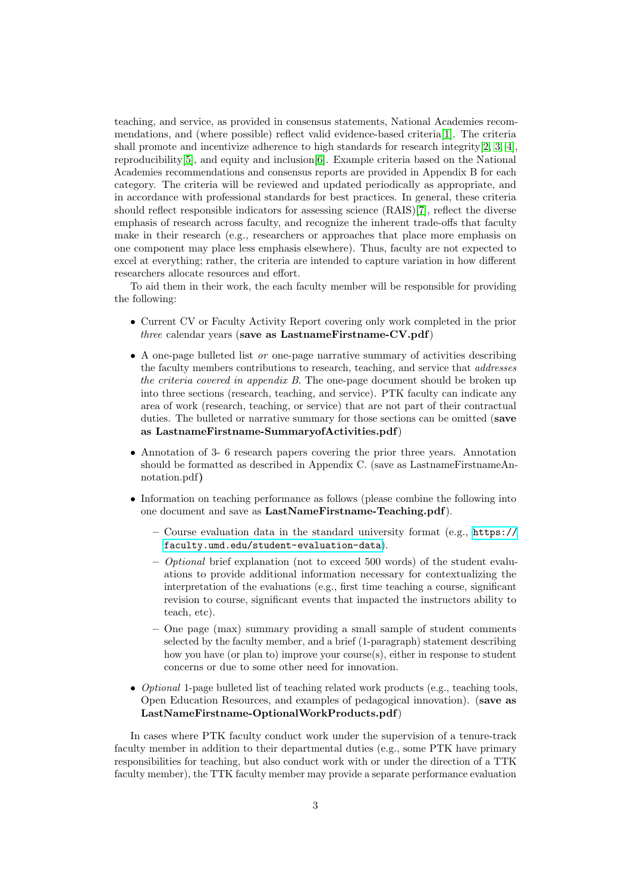teaching, and service, as provided in consensus statements, National Academies recommendations, and (where possible) reflect valid evidence-based criteria[1]. The criteria shall promote and incentivize adherence to high standards for research integrity[2, 3, 4], reproducibility[5], and equity and inclusion[6]. Example criteria based on the National Academies recommendations and consensus reports are provided in Appendix B for each category. The criteria will be reviewed and updated periodically as appropriate, and in accordance with professional standards for best practices. In general, these criteria should reflect responsible indicators for assessing science (RAIS)[7], reflect the diverse emphasis of research across faculty, and recognize the inherent trade-offs that faculty make in their research (e.g., researchers or approaches that place more emphasis on one component may place less emphasis elsewhere). Thus, faculty are not expected to excel at everything; rather, the criteria are intended to capture variation in how different researchers allocate resources and effort.

To aid them in their work, the each faculty member will be responsible for providing the following:

- Current CV or Faculty Activity Report covering only work completed in the prior *three* calendar years (**save as LastnameFirstname-CV.pdf**)
- A one-page bulleted list *or* one-page narrative summary of activities describing the faculty members contributions to research, teaching, and service that *addresses the criteria covered in appendix B*. The one-page document should be broken up into three sections (research, teaching, and service). PTK faculty can indicate any area of work (research, teaching, or service) that are not part of their contractual duties. The bulleted or narrative summary for those sections can be omitted (**save as LastnameFirstname-SummaryofActivities.pdf**)
- Annotation of 3- 6 research papers covering the prior three years. Annotation should be formatted as described in Appendix C. (save as LastnameFirstnameAnnotation.pdf)
- Information on teaching performance as follows (please combine the following into one document and save as **LastNameFirstname-Teaching.pdf**).
  - Course evaluation data in the standard university format (e.g., `https://faculty.umd.edu/student-evaluation-data`).
  - *Optional* brief explanation (not to exceed 500 words) of the student evaluations to provide additional information necessary for contextualizing the interpretation of the evaluations (e.g., first time teaching a course, significant revision to course, significant events that impacted the instructors ability to teach, etc).
  - One page (max) summary providing a small sample of student comments selected by the faculty member, and a brief (1-paragraph) statement describing how you have (or plan to) improve your course(s), either in response to student concerns or due to some other need for innovation.
- *Optional* 1-page bulleted list of teaching related work products (e.g., teaching tools, Open Education Resources, and examples of pedagogical innovation). (**save as LastNameFirstname-OptionalWorkProducts.pdf**)

In cases where PTK faculty conduct work under the supervision of a tenure-track faculty member in addition to their departmental duties (e.g., some PTK have primary responsibilities for teaching, but also conduct work with or under the direction of a TTK faculty member), the TTK faculty member may provide a separate performance evaluation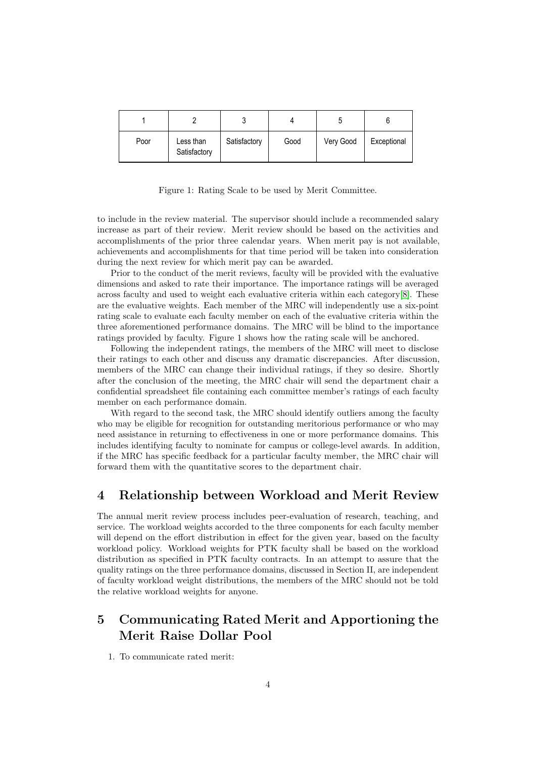| 1 | 2 | 3 | 4 | 5 | 6 |
|---|---|---|---|---|---|
| Poor | Less than Satisfactory | Satisfactory | Good | Very Good | Exceptional |

Figure 1: Rating Scale to be used by Merit Committee.

to include in the review material. The supervisor should include a recommended salary increase as part of their review. Merit review should be based on the activities and accomplishments of the prior three calendar years. When merit pay is not available, achievements and accomplishments for that time period will be taken into consideration during the next review for which merit pay can be awarded.

Prior to the conduct of the merit reviews, faculty will be provided with the evaluative dimensions and asked to rate their importance. The importance ratings will be averaged across faculty and used to weight each evaluative criteria within each category[8]. These are the evaluative weights. Each member of the MRC will independently use a six-point rating scale to evaluate each faculty member on each of the evaluative criteria within the three aforementioned performance domains. The MRC will be blind to the importance ratings provided by faculty. Figure 1 shows how the rating scale will be anchored.

Following the independent ratings, the members of the MRC will meet to disclose their ratings to each other and discuss any dramatic discrepancies. After discussion, members of the MRC can change their individual ratings, if they so desire. Shortly after the conclusion of the meeting, the MRC chair will send the department chair a confidential spreadsheet file containing each committee member's ratings of each faculty member on each performance domain.

With regard to the second task, the MRC should identify outliers among the faculty who may be eligible for recognition for outstanding meritorious performance or who may need assistance in returning to effectiveness in one or more performance domains. This includes identifying faculty to nominate for campus or college-level awards. In addition, if the MRC has specific feedback for a particular faculty member, the MRC chair will forward them with the quantitative scores to the department chair.

## 4 Relationship between Workload and Merit Review

The annual merit review process includes peer-evaluation of research, teaching, and service. The workload weights accorded to the three components for each faculty member will depend on the effort distribution in effect for the given year, based on the faculty workload policy. Workload weights for PTK faculty shall be based on the workload distribution as specified in PTK faculty contracts. In an attempt to assure that the quality ratings on the three performance domains, discussed in Section II, are independent of faculty workload weight distributions, the members of the MRC should not be told the relative workload weights for anyone.

## 5 Communicating Rated Merit and Apportioning the Merit Raise Dollar Pool

1. To communicate rated merit: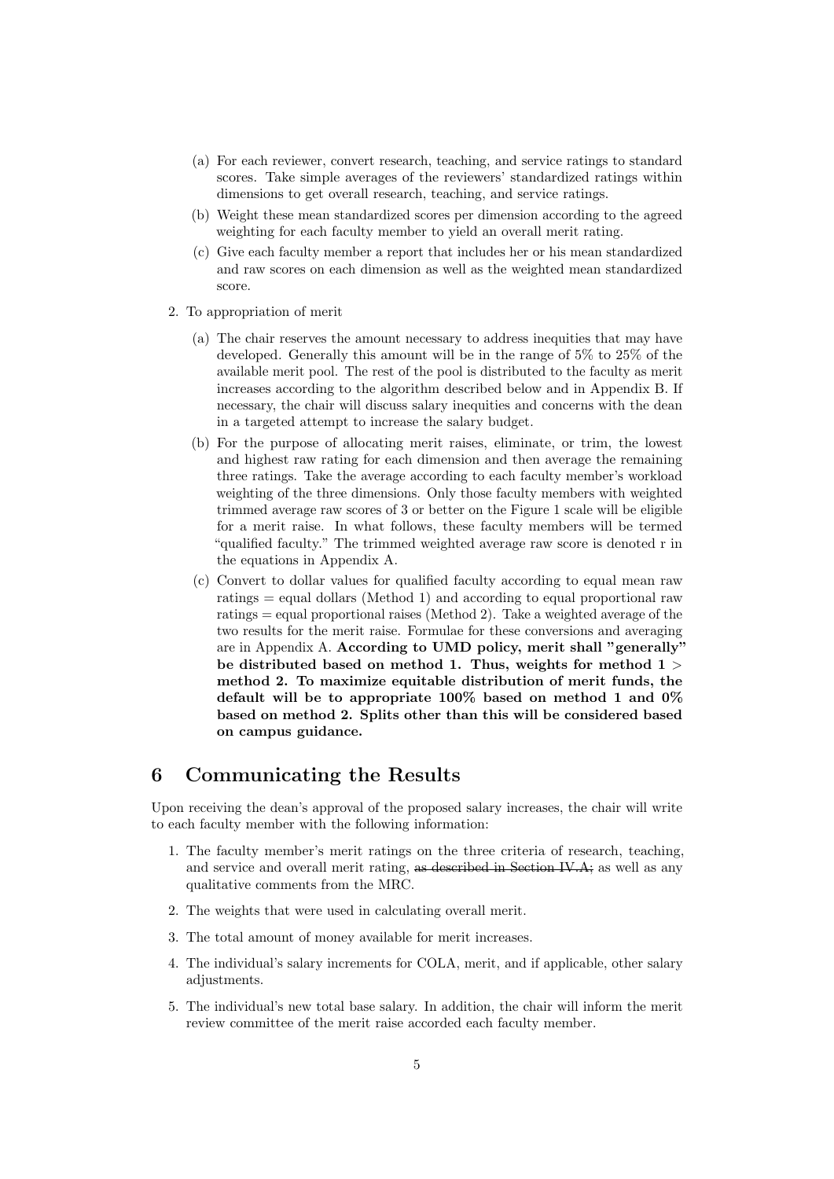(a) For each reviewer, convert research, teaching, and service ratings to standard scores. Take simple averages of the reviewers' standardized ratings within dimensions to get overall research, teaching, and service ratings.

   (b) Weight these mean standardized scores per dimension according to the agreed weighting for each faculty member to yield an overall merit rating.

   (c) Give each faculty member a report that includes her or his mean standardized and raw scores on each dimension as well as the weighted mean standardized score.

2. To appropriation of merit

   (a) The chair reserves the amount necessary to address inequities that may have developed. Generally this amount will be in the range of 5% to 25% of the available merit pool. The rest of the pool is distributed to the faculty as merit increases according to the algorithm described below and in Appendix B. If necessary, the chair will discuss salary inequities and concerns with the dean in a targeted attempt to increase the salary budget.

   (b) For the purpose of allocating merit raises, eliminate, or trim, the lowest and highest raw rating for each dimension and then average the remaining three ratings. Take the average according to each faculty member's workload weighting of the three dimensions. Only those faculty members with weighted trimmed average raw scores of 3 or better on the Figure 1 scale will be eligible for a merit raise. In what follows, these faculty members will be termed "qualified faculty." The trimmed weighted average raw score is denoted r in the equations in Appendix A.

   (c) Convert to dollar values for qualified faculty according to equal mean raw ratings = equal dollars (Method 1) and according to equal proportional raw ratings = equal proportional raises (Method 2). Take a weighted average of the two results for the merit raise. Formulae for these conversions and averaging are in Appendix A. **According to UMD policy, merit shall "generally" be distributed based on method 1. Thus, weights for method 1 > method 2. To maximize equitable distribution of merit funds, the default will be to appropriate 100% based on method 1 and 0% based on method 2. Splits other than this will be considered based on campus guidance.**

## 6 Communicating the Results

Upon receiving the dean's approval of the proposed salary increases, the chair will write to each faculty member with the following information:

1. The faculty member's merit ratings on the three criteria of research, teaching, and service and overall merit rating, ~~as described in Section IV.A;~~ as well as any qualitative comments from the MRC.

2. The weights that were used in calculating overall merit.

3. The total amount of money available for merit increases.

4. The individual's salary increments for COLA, merit, and if applicable, other salary adjustments.

5. The individual's new total base salary. In addition, the chair will inform the merit review committee of the merit raise accorded each faculty member.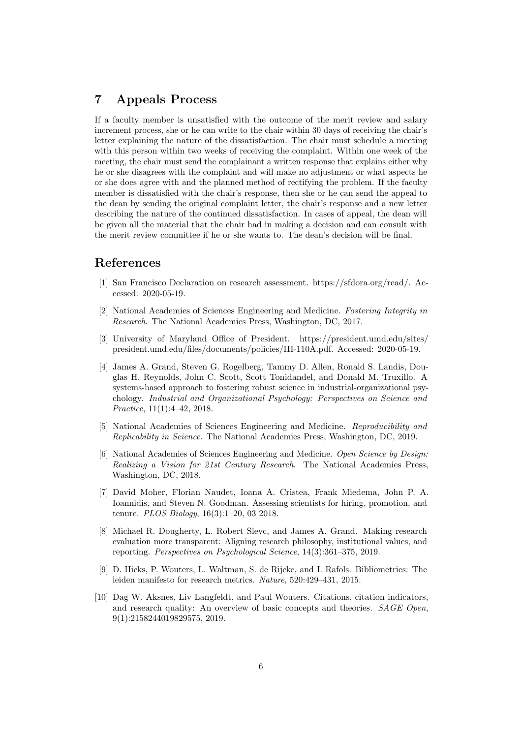## 7 Appeals Process

If a faculty member is unsatisfied with the outcome of the merit review and salary increment process, she or he can write to the chair within 30 days of receiving the chair's letter explaining the nature of the dissatisfaction. The chair must schedule a meeting with this person within two weeks of receiving the complaint. Within one week of the meeting, the chair must send the complainant a written response that explains either why he or she disagrees with the complaint and will make no adjustment or what aspects he or she does agree with and the planned method of rectifying the problem. If the faculty member is dissatisfied with the chair's response, then she or he can send the appeal to the dean by sending the original complaint letter, the chair's response and a new letter describing the nature of the continued dissatisfaction. In cases of appeal, the dean will be given all the material that the chair had in making a decision and can consult with the merit review committee if he or she wants to. The dean's decision will be final.

## References

[1] San Francisco Declaration on research assessment. https://sfdora.org/read/. Accessed: 2020-05-19.

[2] National Academies of Sciences Engineering and Medicine. *Fostering Integrity in Research*. The National Academies Press, Washington, DC, 2017.

[3] University of Maryland Office of President. https://president.umd.edu/sites/president.umd.edu/files/documents/policies/III-110A.pdf. Accessed: 2020-05-19.

[4] James A. Grand, Steven G. Rogelberg, Tammy D. Allen, Ronald S. Landis, Douglas H. Reynolds, John C. Scott, Scott Tonidandel, and Donald M. Truxillo. A systems-based approach to fostering robust science in industrial-organizational psychology. *Industrial and Organizational Psychology: Perspectives on Science and Practice*, 11(1):4–42, 2018.

[5] National Academies of Sciences Engineering and Medicine. *Reproducibility and Replicability in Science*. The National Academies Press, Washington, DC, 2019.

[6] National Academies of Sciences Engineering and Medicine. *Open Science by Design: Realizing a Vision for 21st Century Research*. The National Academies Press, Washington, DC, 2018.

[7] David Moher, Florian Naudet, Ioana A. Cristea, Frank Miedema, John P. A. Ioannidis, and Steven N. Goodman. Assessing scientists for hiring, promotion, and tenure. *PLOS Biology*, 16(3):1–20, 03 2018.

[8] Michael R. Dougherty, L. Robert Slevc, and James A. Grand. Making research evaluation more transparent: Aligning research philosophy, institutional values, and reporting. *Perspectives on Psychological Science*, 14(3):361–375, 2019.

[9] D. Hicks, P. Wouters, L. Waltman, S. de Rijcke, and I. Rafols. Bibliometrics: The leiden manifesto for research metrics. *Nature*, 520:429–431, 2015.

[10] Dag W. Aksnes, Liv Langfeldt, and Paul Wouters. Citations, citation indicators, and research quality: An overview of basic concepts and theories. *SAGE Open*, 9(1):2158244019829575, 2019.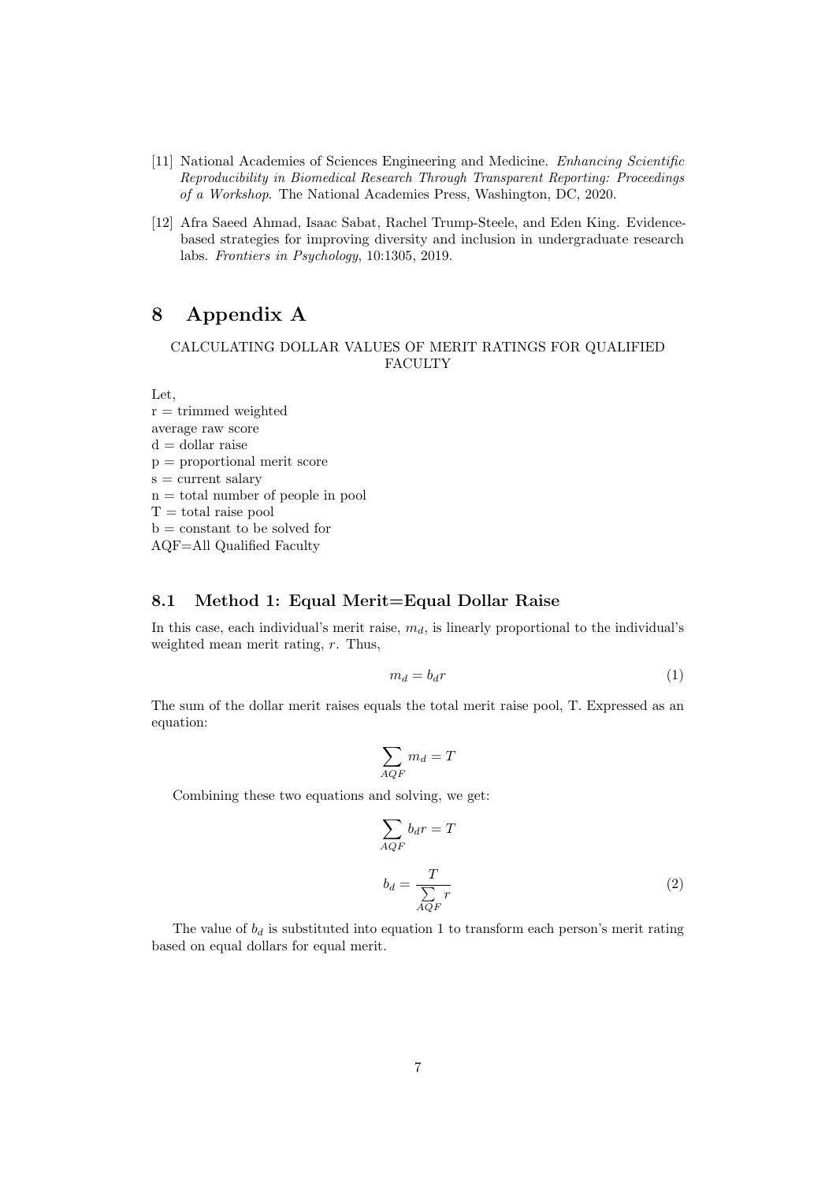[11] National Academies of Sciences Engineering and Medicine. *Enhancing Scientific Reproducibility in Biomedical Research Through Transparent Reporting: Proceedings of a Workshop*. The National Academies Press, Washington, DC, 2020.

[12] Afra Saeed Ahmad, Isaac Sabat, Rachel Trump-Steele, and Eden King. Evidence-based strategies for improving diversity and inclusion in undergraduate research labs. *Frontiers in Psychology*, 10:1305, 2019.

# 8 Appendix A

CALCULATING DOLLAR VALUES OF MERIT RATINGS FOR QUALIFIED FACULTY

Let,
r = trimmed weighted
average raw score
d = dollar raise
p = proportional merit score
s = current salary
n = total number of people in pool
T = total raise pool
b = constant to be solved for
AQF=All Qualified Faculty

## 8.1 Method 1: Equal Merit=Equal Dollar Raise

In this case, each individual's merit raise, $m_d$, is linearly proportional to the individual's weighted mean merit rating, $r$. Thus,

$$m_d = b_d r \tag{1}$$

The sum of the dollar merit raises equals the total merit raise pool, T. Expressed as an equation:

$$\sum_{AQF} m_d = T$$

Combining these two equations and solving, we get:

$$\sum_{AQF} b_d r = T$$

$$b_d = \frac{T}{\sum\limits_{AQF} r} \tag{2}$$

The value of $b_d$ is substituted into equation 1 to transform each person's merit rating based on equal dollars for equal merit.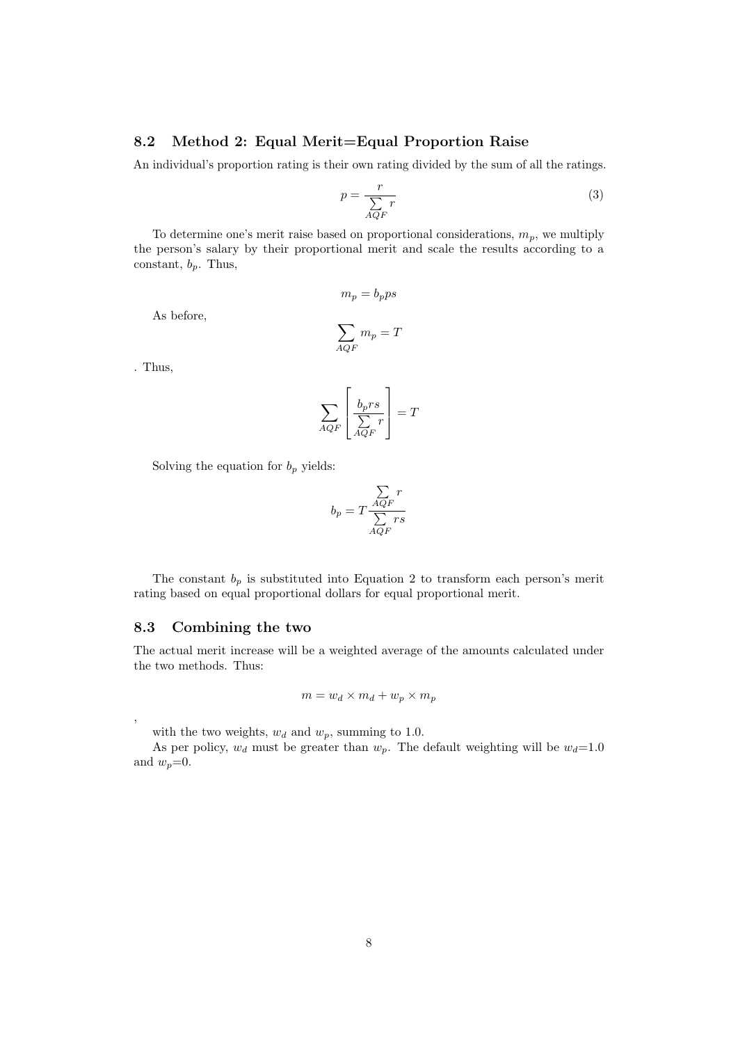### 8.2 Method 2: Equal Merit=Equal Proportion Raise

An individual's proportion rating is their own rating divided by the sum of all the ratings.

$$p = \frac{r}{\sum\limits_{AQF} r} \tag{3}$$

To determine one's merit raise based on proportional considerations, $m_p$, we multiply the person's salary by their proportional merit and scale the results according to a constant, $b_p$. Thus,

$$m_p = b_p p s$$

As before,

$$\sum_{AQF} m_p = T$$

. Thus,

$$\sum_{AQF} \left[ \frac{b_p r s}{\sum\limits_{AQF} r} \right] = T$$

Solving the equation for $b_p$ yields:

$$b_p = T \frac{\sum\limits_{AQF} r}{\sum\limits_{AQF} rs}$$

The constant $b_p$ is substituted into Equation 2 to transform each person's merit rating based on equal proportional dollars for equal proportional merit.

### 8.3 Combining the two

The actual merit increase will be a weighted average of the amounts calculated under the two methods. Thus:

$$m = w_d \times m_d + w_p \times m_p$$

,

with the two weights, $w_d$ and $w_p$, summing to 1.0.

As per policy, $w_d$ must be greater than $w_p$. The default weighting will be $w_d$=1.0 and $w_p$=0.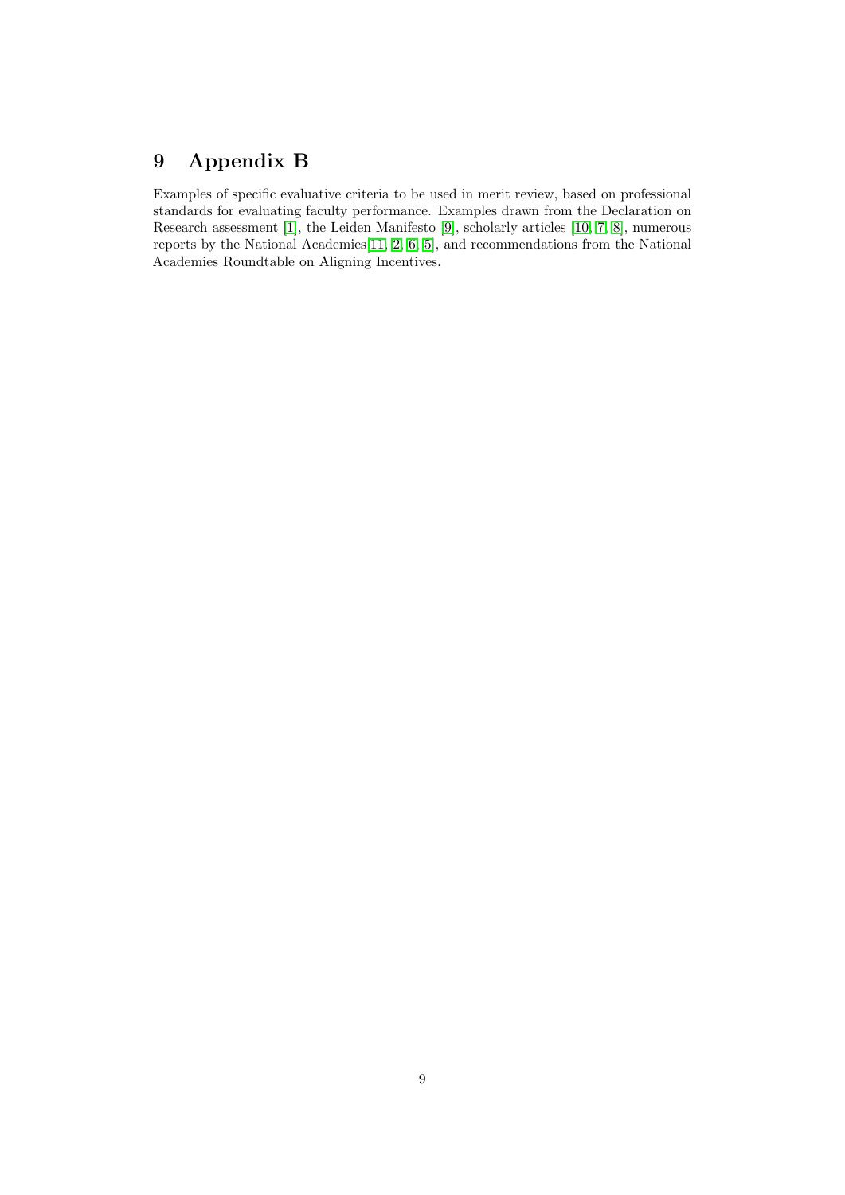# 9 Appendix B

Examples of specific evaluative criteria to be used in merit review, based on professional standards for evaluating faculty performance. Examples drawn from the Declaration on Research assessment [1], the Leiden Manifesto [9], scholarly articles [10, 7, 8], numerous reports by the National Academies[11, 2, 6, 5], and recommendations from the National Academies Roundtable on Aligning Incentives.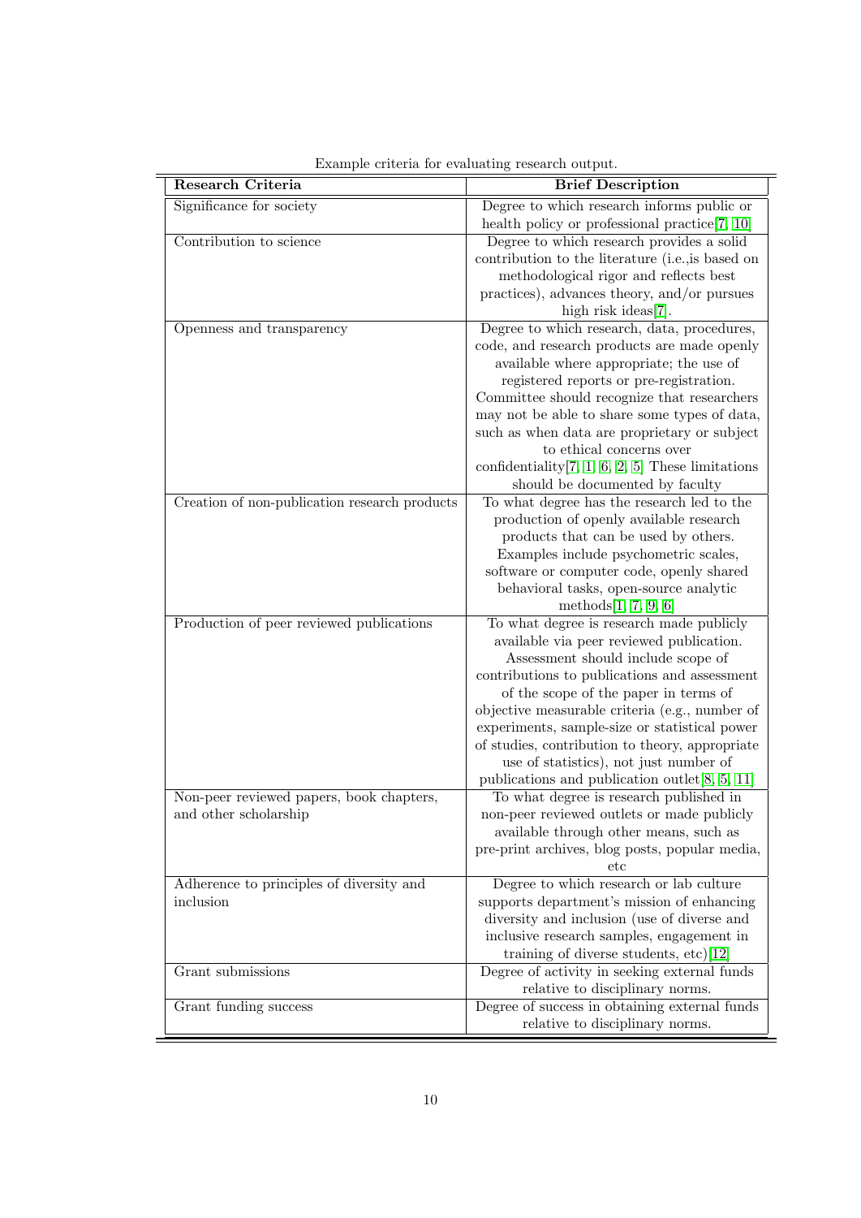Example criteria for evaluating research output.

| Research Criteria | Brief Description |
|---|---|
| Significance for society | Degree to which research informs public or health policy or professional practice[7, 10] |
| Contribution to science | Degree to which research provides a solid contribution to the literature (i.e.,is based on methodological rigor and reflects best practices), advances theory, and/or pursues high risk ideas[7]. |
| Openness and transparency | Degree to which research, data, procedures, code, and research products are made openly available where appropriate; the use of registered reports or pre-registration. Committee should recognize that researchers may not be able to share some types of data, such as when data are proprietary or subject to ethical concerns over confidentiality[7, 1, 6, 2, 5] These limitations should be documented by faculty |
| Creation of non-publication research products | To what degree has the research led to the production of openly available research products that can be used by others. Examples include psychometric scales, software or computer code, openly shared behavioral tasks, open-source analytic methods[1, 7, 9, 6] |
| Production of peer reviewed publications | To what degree is research made publicly available via peer reviewed publication. Assessment should include scope of contributions to publications and assessment of the scope of the paper in terms of objective measurable criteria (e.g., number of experiments, sample-size or statistical power of studies, contribution to theory, appropriate use of statistics), not just number of publications and publication outlet[8, 5, 11] |
| Non-peer reviewed papers, book chapters, and other scholarship | To what degree is research published in non-peer reviewed outlets or made publicly available through other means, such as pre-print archives, blog posts, popular media, etc |
| Adherence to principles of diversity and inclusion | Degree to which research or lab culture supports department's mission of enhancing diversity and inclusion (use of diverse and inclusive research samples, engagement in training of diverse students, etc)[12] |
| Grant submissions | Degree of activity in seeking external funds relative to disciplinary norms. |
| Grant funding success | Degree of success in obtaining external funds relative to disciplinary norms. |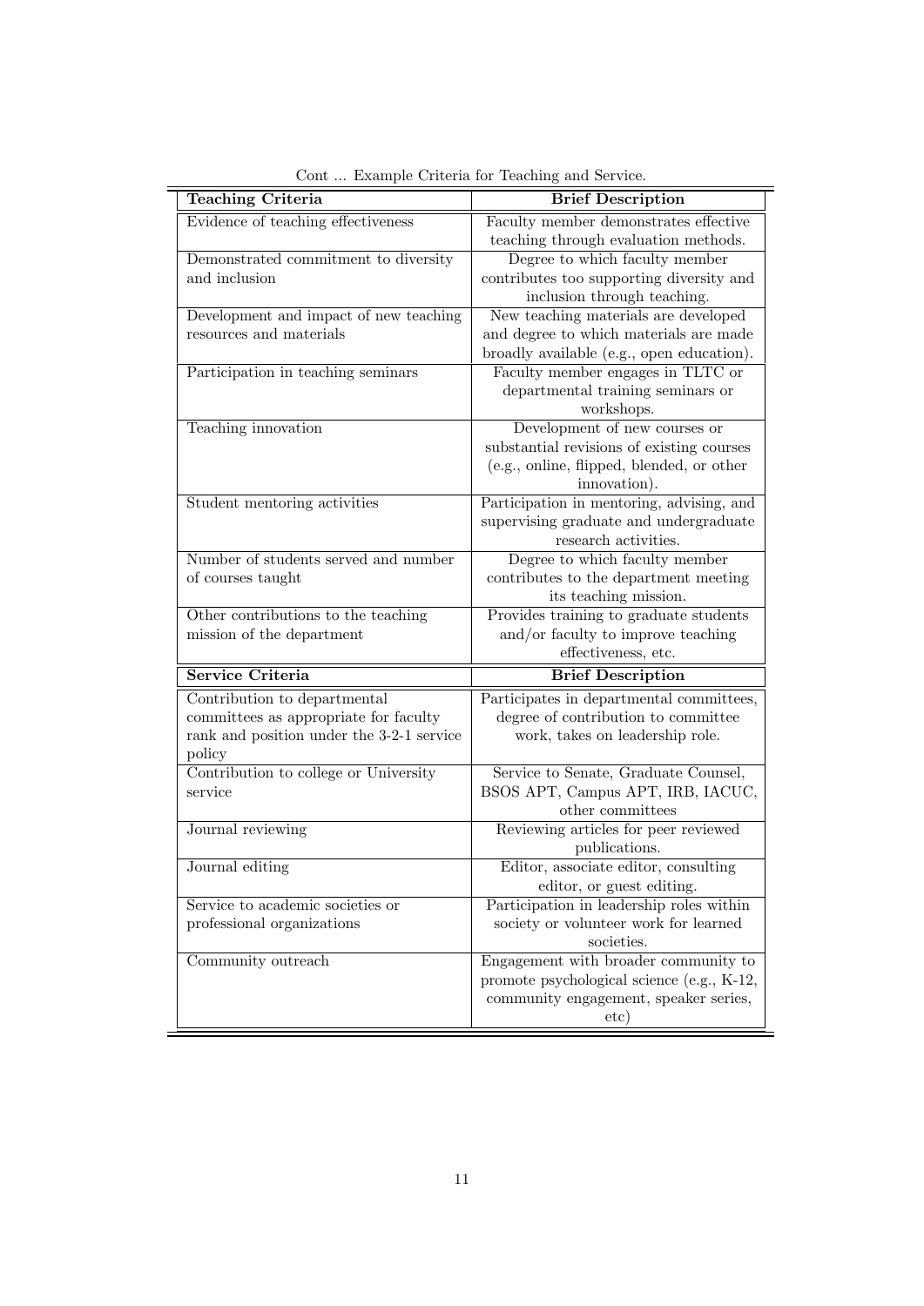Cont ... Example Criteria for Teaching and Service.

| Teaching Criteria | Brief Description |
|---|---|
| Evidence of teaching effectiveness | Faculty member demonstrates effective teaching through evaluation methods. |
| Demonstrated commitment to diversity and inclusion | Degree to which faculty member contributes too supporting diversity and inclusion through teaching. |
| Development and impact of new teaching resources and materials | New teaching materials are developed and degree to which materials are made broadly available (e.g., open education). |
| Participation in teaching seminars | Faculty member engages in TLTC or departmental training seminars or workshops. |
| Teaching innovation | Development of new courses or substantial revisions of existing courses (e.g., online, flipped, blended, or other innovation). |
| Student mentoring activities | Participation in mentoring, advising, and supervising graduate and undergraduate research activities. |
| Number of students served and number of courses taught | Degree to which faculty member contributes to the department meeting its teaching mission. |
| Other contributions to the teaching mission of the department | Provides training to graduate students and/or faculty to improve teaching effectiveness, etc. |
| **Service Criteria** | **Brief Description** |
| Contribution to departmental committees as appropriate for faculty rank and position under the 3-2-1 service policy | Participates in departmental committees, degree of contribution to committee work, takes on leadership role. |
| Contribution to college or University service | Service to Senate, Graduate Counsel, BSOS APT, Campus APT, IRB, IACUC, other committees |
| Journal reviewing | Reviewing articles for peer reviewed publications. |
| Journal editing | Editor, associate editor, consulting editor, or guest editing. |
| Service to academic societies or professional organizations | Participation in leadership roles within society or volunteer work for learned societies. |
| Community outreach | Engagement with broader community to promote psychological science (e.g., K-12, community engagement, speaker series, etc) |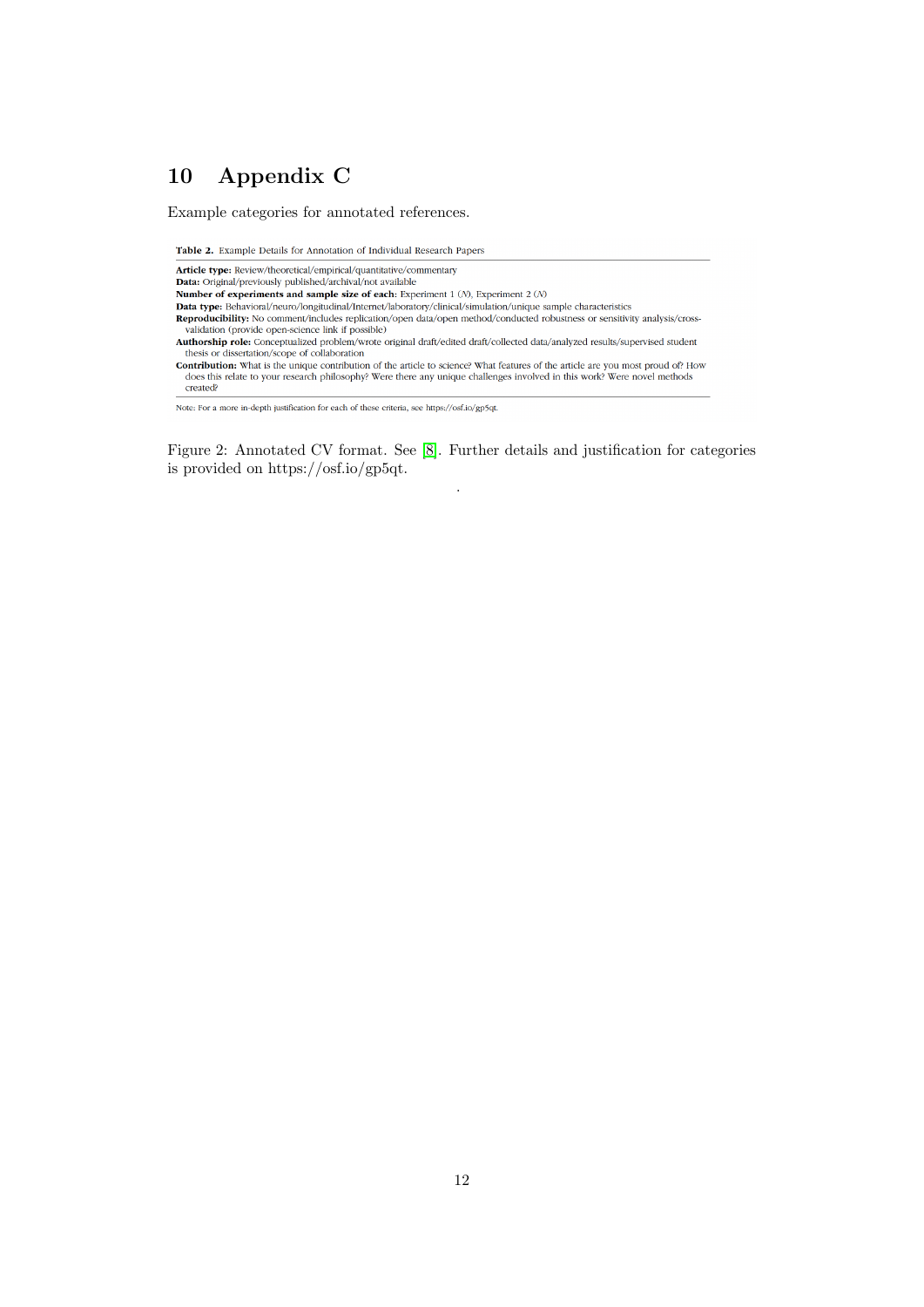# 10 Appendix C

Example categories for annotated references.

**Table 2.** Example Details for Annotation of Individual Research Papers

**Article type:** Review/theoretical/empirical/quantitative/commentary
**Data:** Original/previously published/archival/not available
**Number of experiments and sample size of each**: Experiment 1 (*N*), Experiment 2 (*N*)
**Data type:** Behavioral/neuro/longitudinal/Internet/laboratory/clinical/simulation/unique sample characteristics
**Reproducibility:** No comment/includes replication/open data/open method/conducted robustness or sensitivity analysis/cross-validation (provide open-science link if possible)
**Authorship role:** Conceptualized problem/wrote original draft/edited draft/collected data/analyzed results/supervised student thesis or dissertation/scope of collaboration
**Contribution:** What is the unique contribution of the article to science? What features of the article are you most proud of? How does this relate to your research philosophy? Were there any unique challenges involved in this work? Were novel methods created?

Note: For a more in-depth justification for each of these criteria, see https://osf.io/gp5qt.

Figure 2: Annotated CV format. See [8]. Further details and justification for categories is provided on https://osf.io/gp5qt.